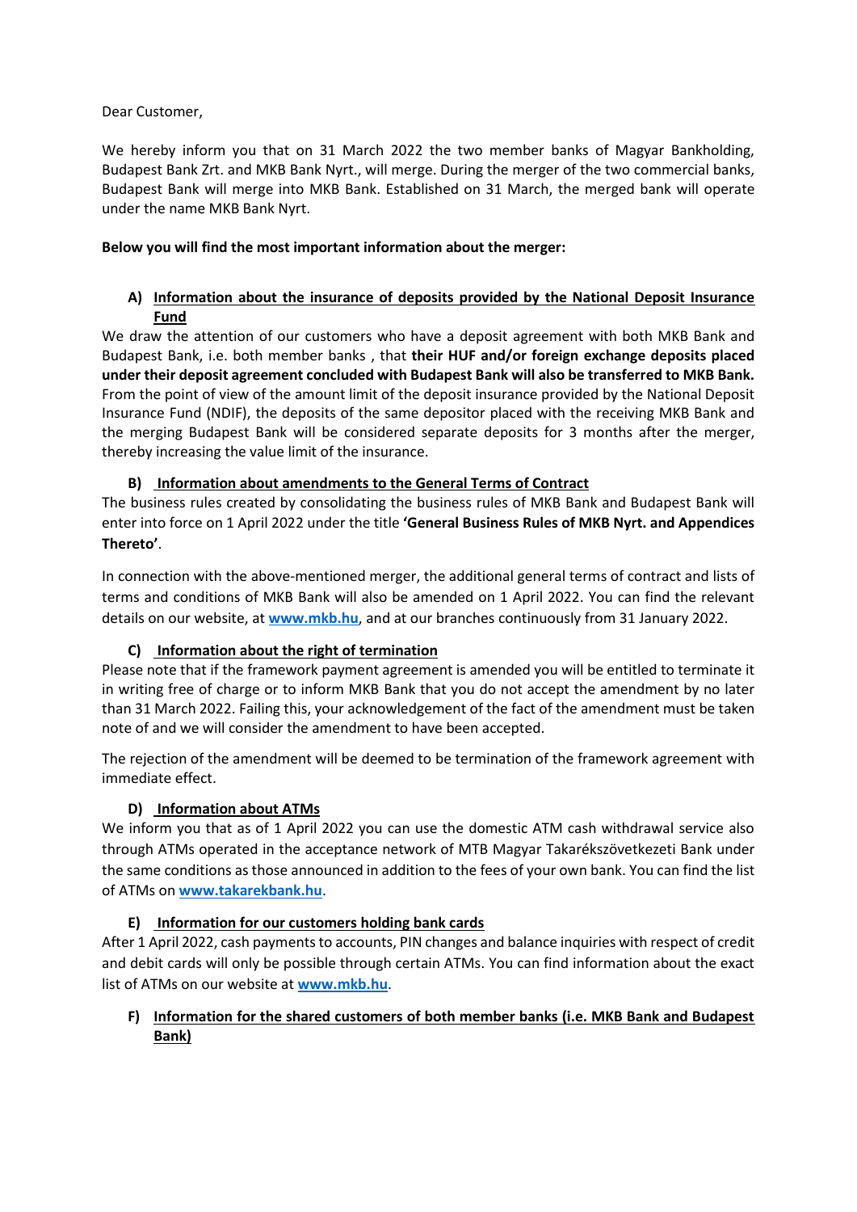Dear Customer,

We hereby inform you that on 31 March 2022 the two member banks of Magyar Bankholding, Budapest Bank Zrt. and MKB Bank Nyrt., will merge. During the merger of the two commercial banks, Budapest Bank will merge into MKB Bank. Established on 31 March, the merged bank will operate under the name MKB Bank Nyrt.

**Below you will find the most important information about the merger:**

### A) Information about the insurance of deposits provided by the National Deposit Insurance Fund

We draw the attention of our customers who have a deposit agreement with both MKB Bank and Budapest Bank, i.e. both member banks , that **their HUF and/or foreign exchange deposits placed under their deposit agreement concluded with Budapest Bank will also be transferred to MKB Bank.** From the point of view of the amount limit of the deposit insurance provided by the National Deposit Insurance Fund (NDIF), the deposits of the same depositor placed with the receiving MKB Bank and the merging Budapest Bank will be considered separate deposits for 3 months after the merger, thereby increasing the value limit of the insurance.

### B) Information about amendments to the General Terms of Contract

The business rules created by consolidating the business rules of MKB Bank and Budapest Bank will enter into force on 1 April 2022 under the title **'General Business Rules of MKB Nyrt. and Appendices Thereto'**.

In connection with the above-mentioned merger, the additional general terms of contract and lists of terms and conditions of MKB Bank will also be amended on 1 April 2022. You can find the relevant details on our website, at **www.mkb.hu**, and at our branches continuously from 31 January 2022.

### C) Information about the right of termination

Please note that if the framework payment agreement is amended you will be entitled to terminate it in writing free of charge or to inform MKB Bank that you do not accept the amendment by no later than 31 March 2022. Failing this, your acknowledgement of the fact of the amendment must be taken note of and we will consider the amendment to have been accepted.

The rejection of the amendment will be deemed to be termination of the framework agreement with immediate effect.

### D) Information about ATMs

We inform you that as of 1 April 2022 you can use the domestic ATM cash withdrawal service also through ATMs operated in the acceptance network of MTB Magyar Takarékszövetkezeti Bank under the same conditions as those announced in addition to the fees of your own bank. You can find the list of ATMs on **www.takarekbank.hu**.

### E) Information for our customers holding bank cards

After 1 April 2022, cash payments to accounts, PIN changes and balance inquiries with respect of credit and debit cards will only be possible through certain ATMs. You can find information about the exact list of ATMs on our website at **www.mkb.hu**.

### F) Information for the shared customers of both member banks (i.e. MKB Bank and Budapest Bank)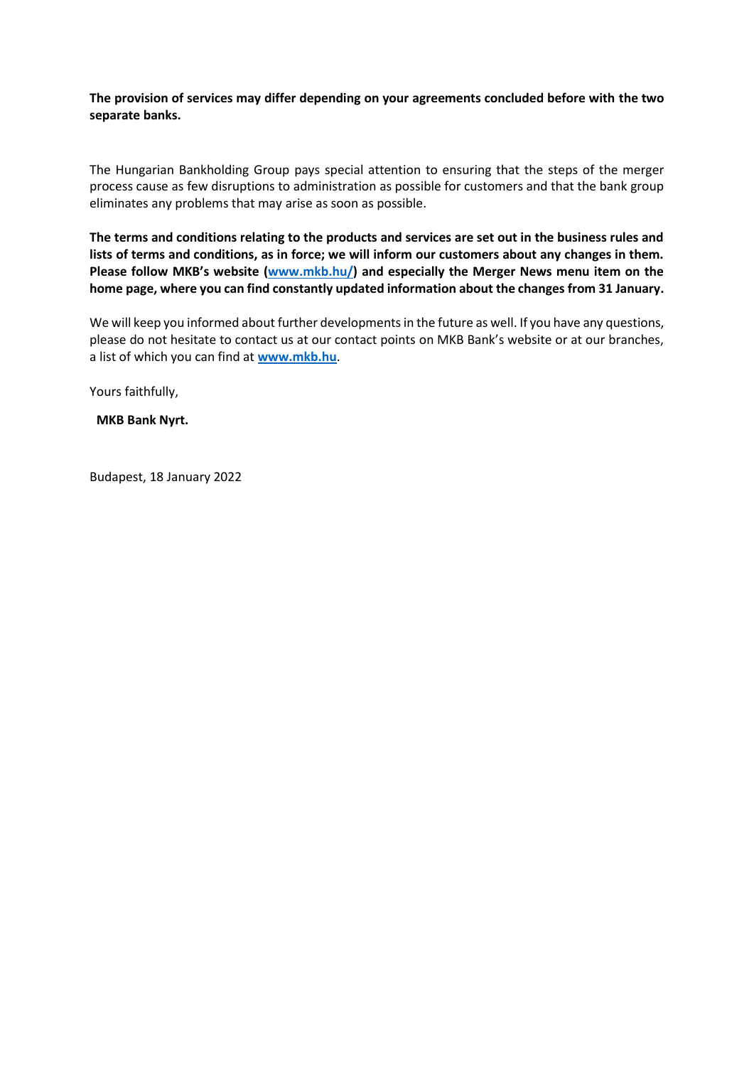**The provision of services may differ depending on your agreements concluded before with the two separate banks.**

The Hungarian Bankholding Group pays special attention to ensuring that the steps of the merger process cause as few disruptions to administration as possible for customers and that the bank group eliminates any problems that may arise as soon as possible.

**The terms and conditions relating to the products and services are set out in the business rules and lists of terms and conditions, as in force; we will inform our customers about any changes in them. Please follow MKB's website ([www.mkb.hu/](www.mkb.hu/)) and especially the Merger News menu item on the home page, where you can find constantly updated information about the changes from 31 January.**

We will keep you informed about further developments in the future as well. If you have any questions, please do not hesitate to contact us at our contact points on MKB Bank's website or at our branches, a list of which you can find at **[www.mkb.hu](www.mkb.hu)**.

Yours faithfully,

**MKB Bank Nyrt.**

Budapest, 18 January 2022